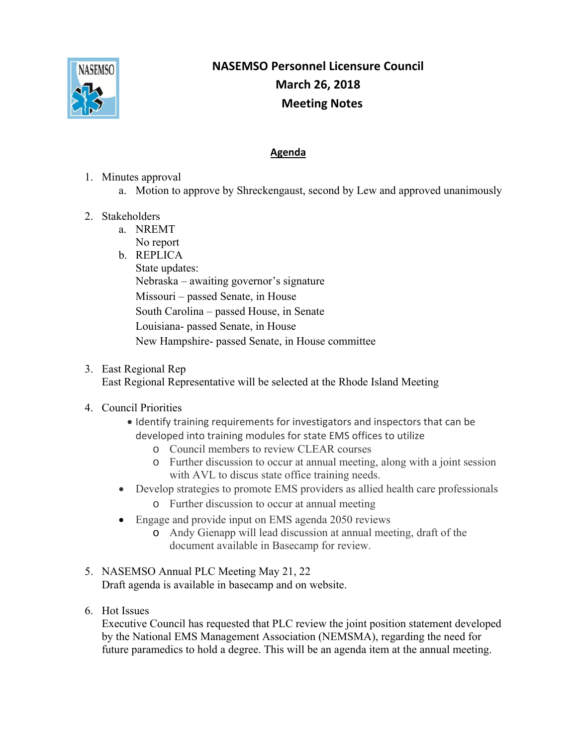# NASEMSO Personnel Licensure Council
## March 26, 2018
## Meeting Notes

### Agenda

1. Minutes approval
   a. Motion to approve by Shreckengaust, second by Lew and approved unanimously

2. Stakeholders
   a. NREMT
      No report
   b. REPLICA
      State updates:
      Nebraska – awaiting governor's signature
      Missouri – passed Senate, in House
      South Carolina – passed House, in Senate
      Louisiana- passed Senate, in House
      New Hampshire- passed Senate, in House committee

3. East Regional Rep
   East Regional Representative will be selected at the Rhode Island Meeting

4. Council Priorities
   - Identify training requirements for investigators and inspectors that can be developed into training modules for state EMS offices to utilize
     - Council members to review CLEAR courses
     - Further discussion to occur at annual meeting, along with a joint session with AVL to discus state office training needs.
   - Develop strategies to promote EMS providers as allied health care professionals
     - Further discussion to occur at annual meeting
   - Engage and provide input on EMS agenda 2050 reviews
     - Andy Gienapp will lead discussion at annual meeting, draft of the document available in Basecamp for review.

5. NASEMSO Annual PLC Meeting May 21, 22
   Draft agenda is available in basecamp and on website.

6. Hot Issues
   Executive Council has requested that PLC review the joint position statement developed by the National EMS Management Association (NEMSMA), regarding the need for future paramedics to hold a degree. This will be an agenda item at the annual meeting.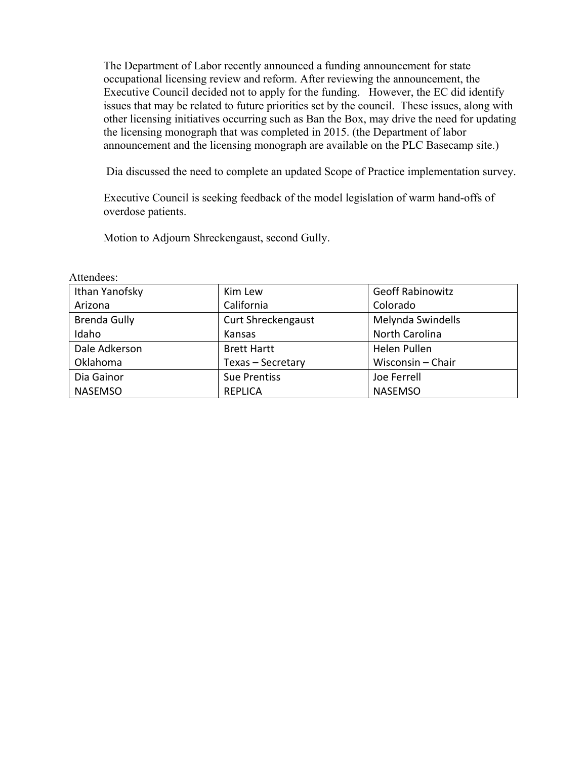The Department of Labor recently announced a funding announcement for state occupational licensing review and reform. After reviewing the announcement, the Executive Council decided not to apply for the funding. However, the EC did identify issues that may be related to future priorities set by the council. These issues, along with other licensing initiatives occurring such as Ban the Box, may drive the need for updating the licensing monograph that was completed in 2015. (the Department of labor announcement and the licensing monograph are available on the PLC Basecamp site.)

Dia discussed the need to complete an updated Scope of Practice implementation survey.

Executive Council is seeking feedback of the model legislation of warm hand-offs of overdose patients.

Motion to Adjourn Shreckengaust, second Gully.

Attendees:

| | | |
|---|---|---|
| Ithan Yanofsky<br>Arizona | Kim Lew<br>California | Geoff Rabinowitz<br>Colorado |
| Brenda Gully<br>Idaho | Curt Shreckengaust<br>Kansas | Melynda Swindells<br>North Carolina |
| Dale Adkerson<br>Oklahoma | Brett Hartt<br>Texas – Secretary | Helen Pullen<br>Wisconsin – Chair |
| Dia Gainor<br>NASEMSO | Sue Prentiss<br>REPLICA | Joe Ferrell<br>NASEMSO |